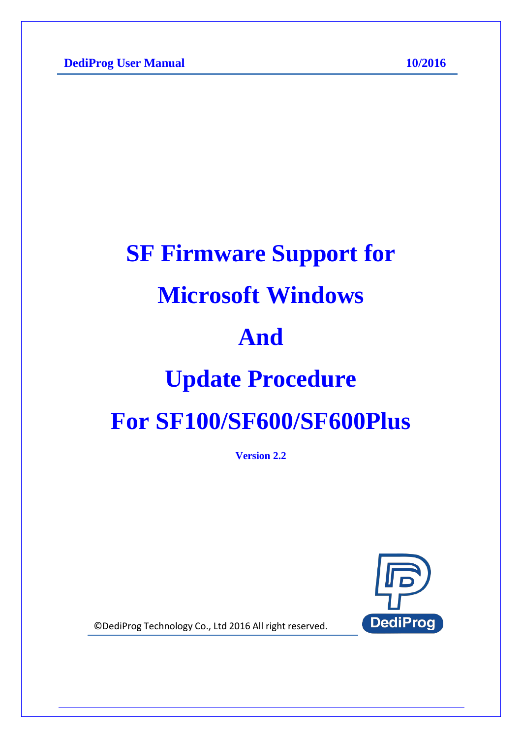# SF Firmware Support for Microsoft Windows And Update Procedure For SF100/SF600/SF600Plus

**Version 2.2**

©DediProg Technology Co., Ltd 2016 All right reserved.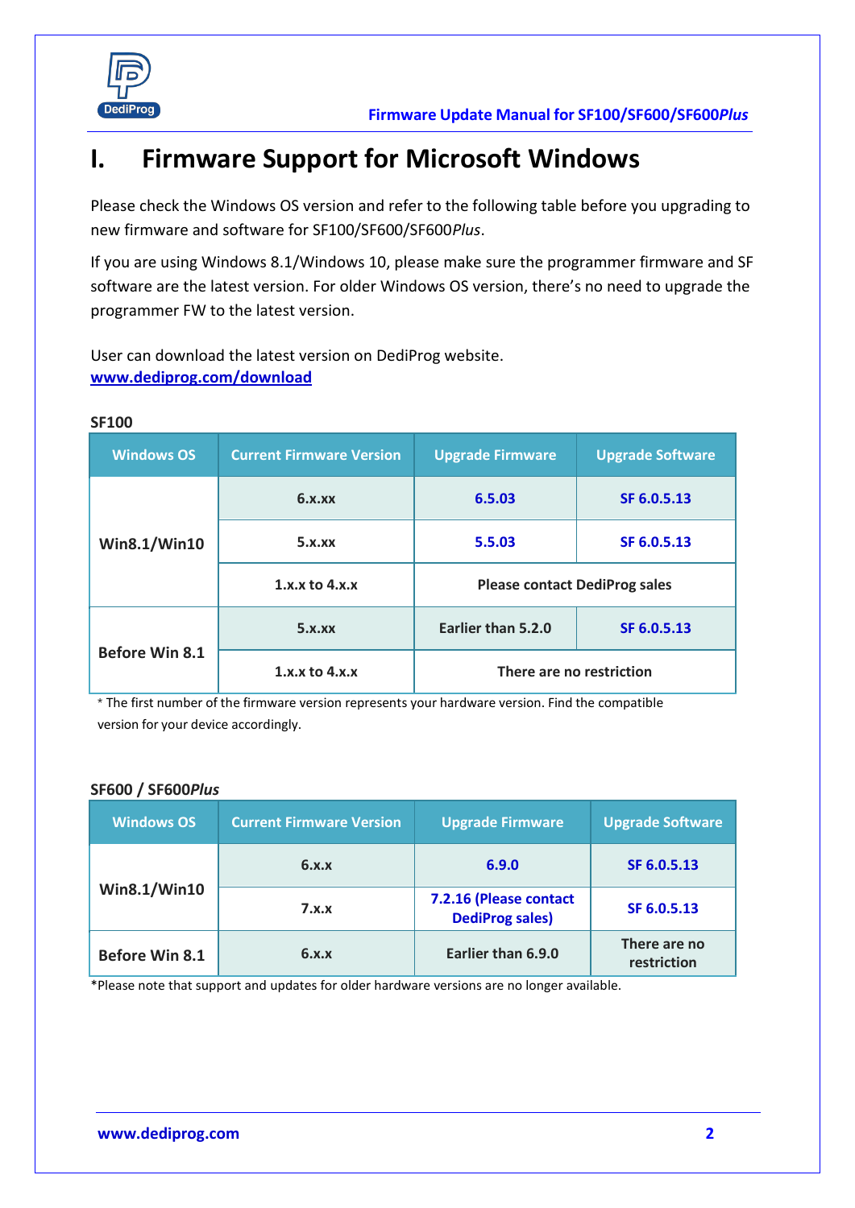# I. Firmware Support for Microsoft Windows

Please check the Windows OS version and refer to the following table before you upgrading to new firmware and software for SF100/SF600/SF600*Plus*.

If you are using Windows 8.1/Windows 10, please make sure the programmer firmware and SF software are the latest version. For older Windows OS version, there's no need to upgrade the programmer FW to the latest version.

User can download the latest version on DediProg website.
[www.dediprog.com/download](www.dediprog.com/download)

**SF100**

| Windows OS | Current Firmware Version | Upgrade Firmware | Upgrade Software |
|---|---|---|---|
| Win8.1/Win10 | 6.x.xx | 6.5.03 | SF 6.0.5.13 |
| | 5.x.xx | 5.5.03 | SF 6.0.5.13 |
| | 1.x.x to 4.x.x | Please contact DediProg sales | |
| Before Win 8.1 | 5.x.xx | Earlier than 5.2.0 | SF 6.0.5.13 |
| | 1.x.x to 4.x.x | There are no restriction | |

* The first number of the firmware version represents your hardware version. Find the compatible version for your device accordingly.

**SF600 / SF600*Plus***

| Windows OS | Current Firmware Version | Upgrade Firmware | Upgrade Software |
|---|---|---|---|
| Win8.1/Win10 | 6.x.x | 6.9.0 | SF 6.0.5.13 |
| | 7.x.x | 7.2.16 (Please contact DediProg sales) | SF 6.0.5.13 |
| Before Win 8.1 | 6.x.x | Earlier than 6.9.0 | There are no restriction |

*Please note that support and updates for older hardware versions are no longer available.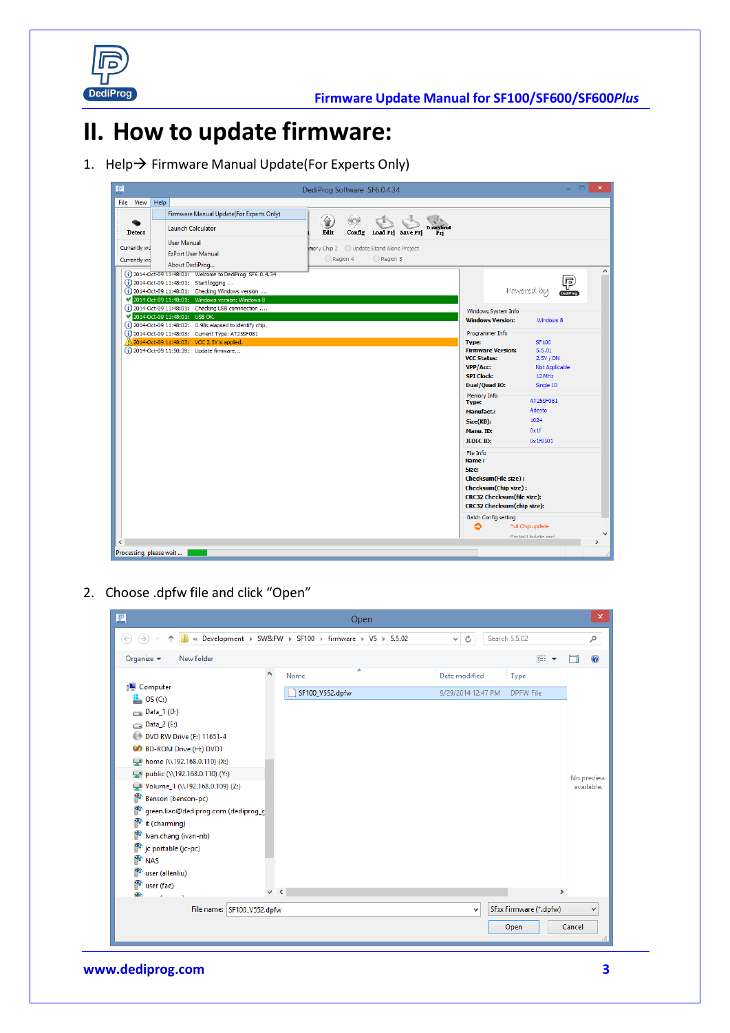# II. How to update firmware:

1. Help→ Firmware Manual Update(For Experts Only)

2. Choose .dpfw file and click "Open"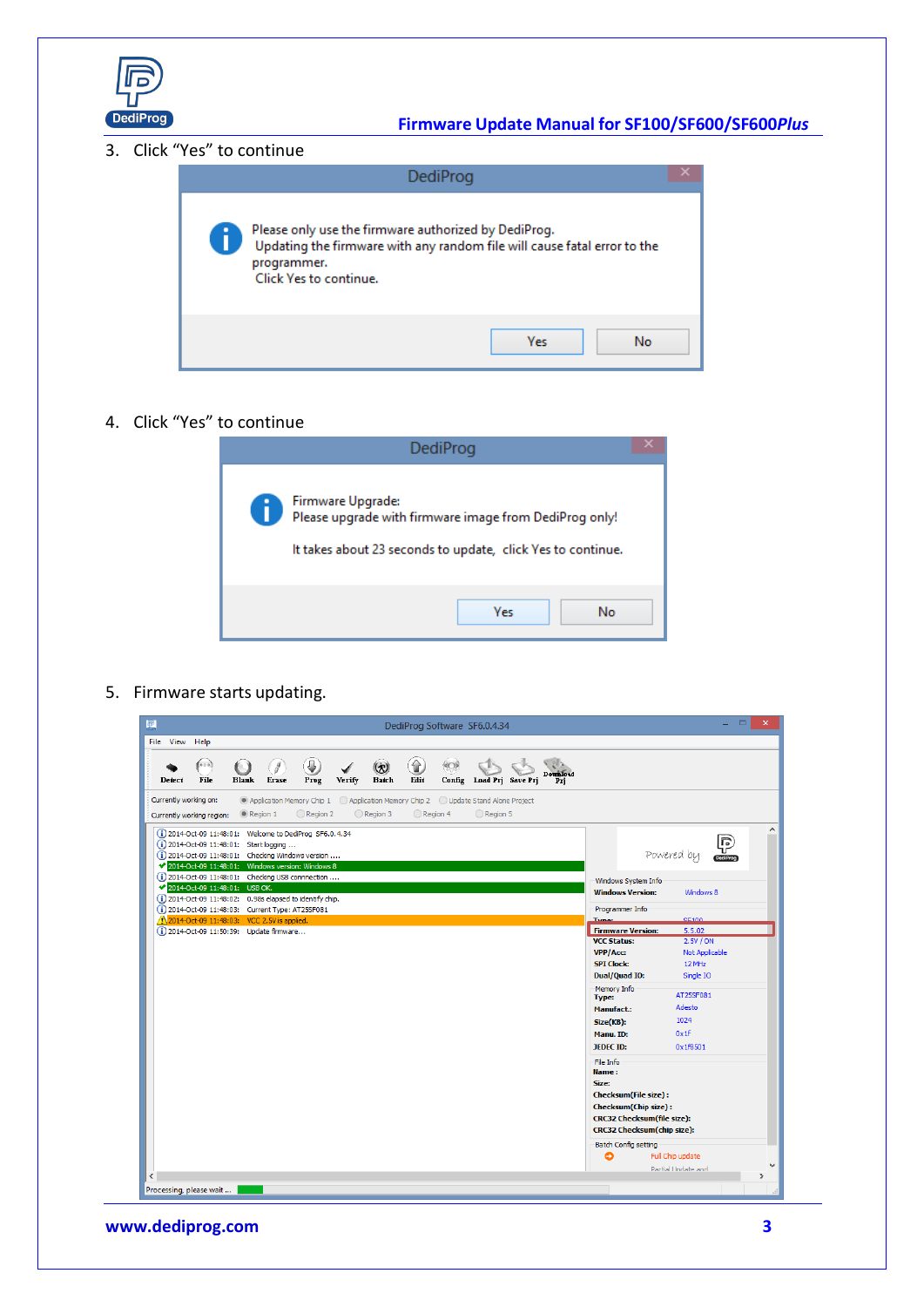3. Click "Yes" to continue

DediProg

Please only use the firmware authorized by DediProg.
Updating the firmware with any random file will cause fatal error to the programmer.
Click Yes to continue.

Yes No

4. Click "Yes" to continue

DediProg

Firmware Upgrade:
Please upgrade with firmware image from DediProg only!

It takes about 23 seconds to update, click Yes to continue.

Yes No

5. Firmware starts updating.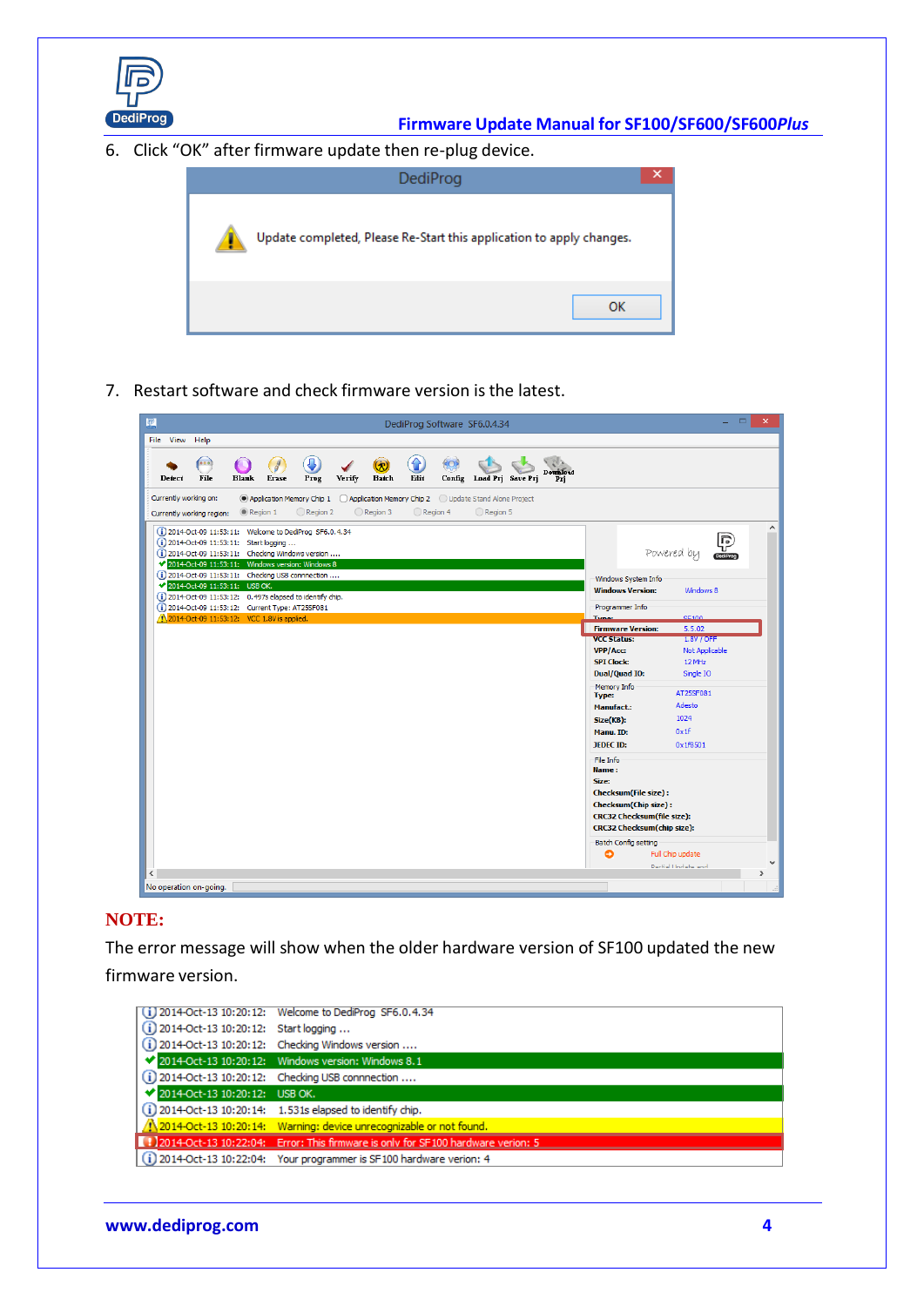6. Click “OK” after firmware update then re-plug device.

7. Restart software and check firmware version is the latest.

**NOTE:**

The error message will show when the older hardware version of SF100 updated the new firmware version.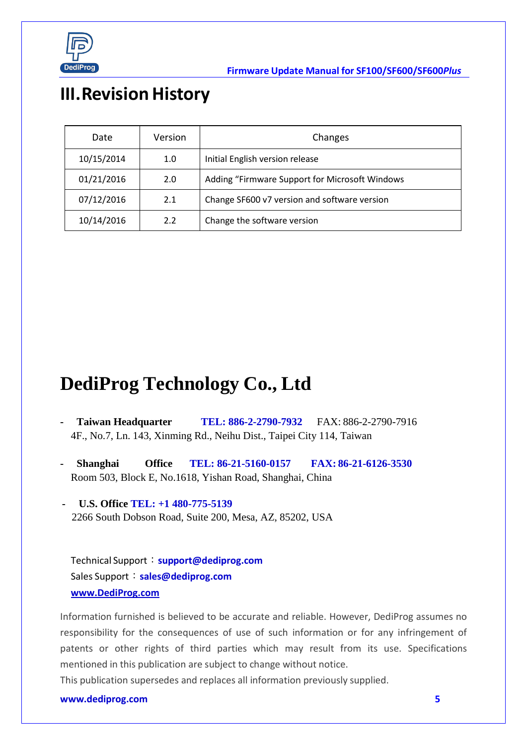# III. Revision History

| Date | Version | Changes |
|---|---|---|
| 10/15/2014 | 1.0 | Initial English version release |
| 01/21/2016 | 2.0 | Adding "Firmware Support for Microsoft Windows |
| 07/12/2016 | 2.1 | Change SF600 v7 version and software version |
| 10/14/2016 | 2.2 | Change the software version |

# DediProg Technology Co., Ltd

- **Taiwan Headquarter** **TEL: 886-2-2790-7932** FAX: 886-2-2790-7916
  4F., No.7, Ln. 143, Xinming Rd., Neihu Dist., Taipei City 114, Taiwan

- **Shanghai Office** **TEL: 86-21-5160-0157** **FAX: 86-21-6126-3530**
  Room 503, Block E, No.1618, Yishan Road, Shanghai, China

- **U.S. Office** **TEL: +1 480-775-5139**
  2266 South Dobson Road, Suite 200, Mesa, AZ, 85202, USA

Technical Support：**support@dediprog.com**
Sales Support：**sales@dediprog.com**
**www.DediProg.com**

Information furnished is believed to be accurate and reliable. However, DediProg assumes no responsibility for the consequences of use of such information or for any infringement of patents or other rights of third parties which may result from its use. Specifications mentioned in this publication are subject to change without notice.
This publication supersedes and replaces all information previously supplied.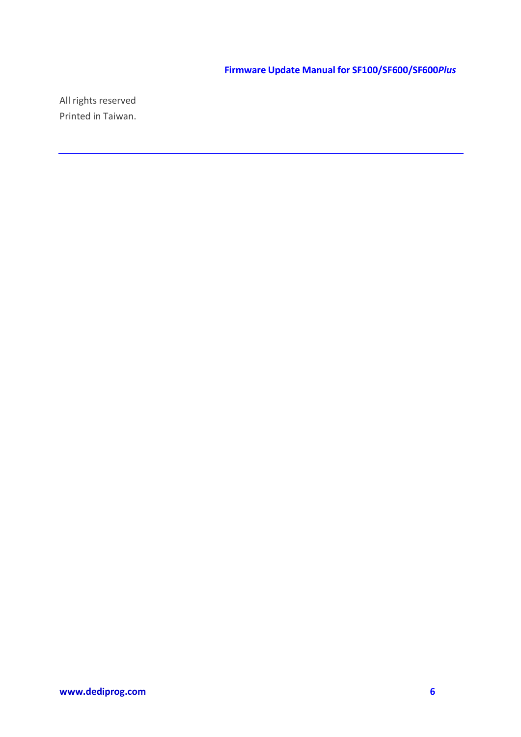All rights reserved

Printed in Taiwan.

---